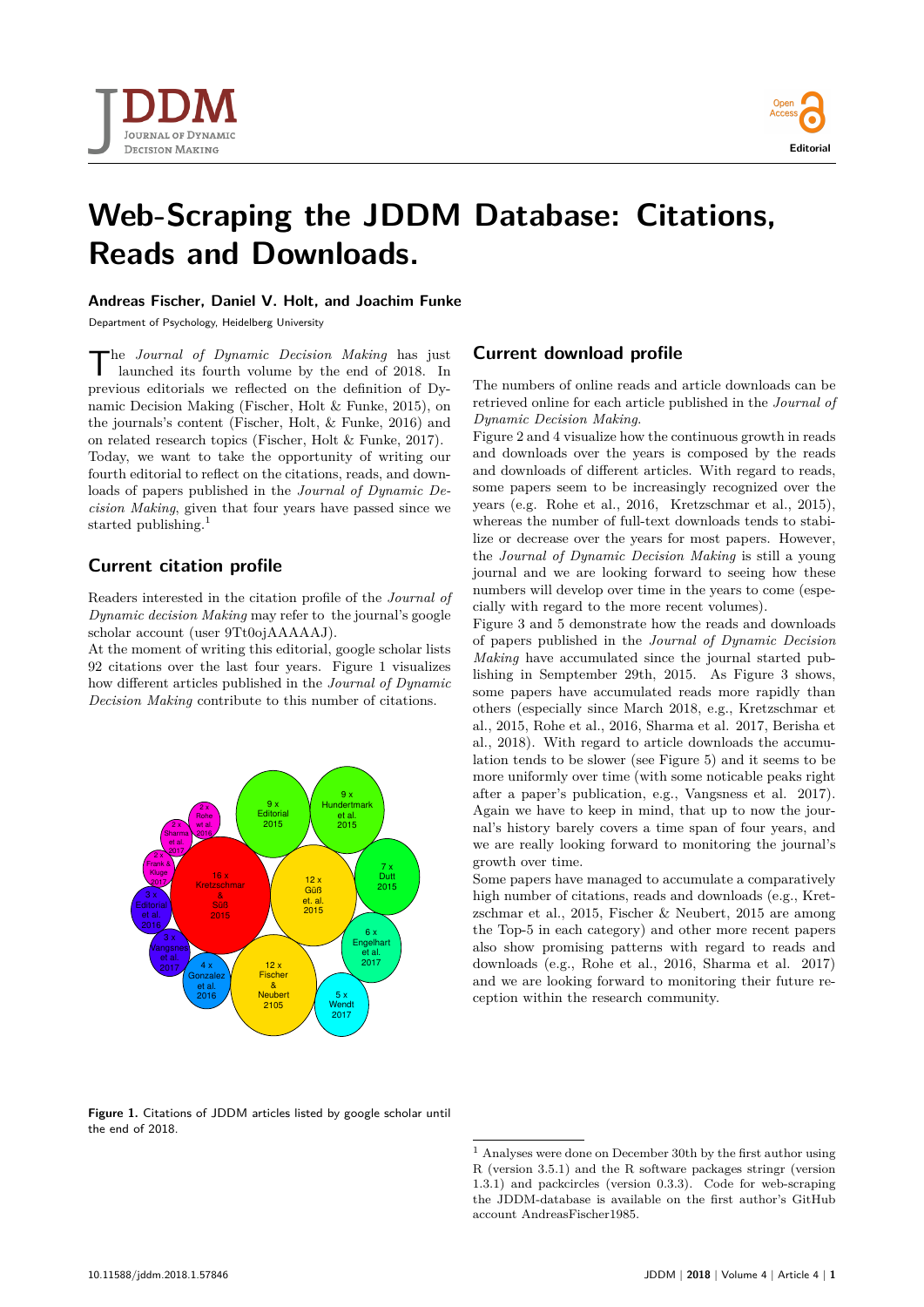# Web-Scraping the JDDM Database: Citations, Reads and Downloads.

**Andreas Fischer, Daniel V. Holt, and Joachim Funke**

Department of Psychology, Heidelberg University

The *Journal of Dynamic Decision Making* has just launched its fourth volume by the end of 2018. In previous editorials we reflected on the definition of Dynamic Decision Making (Fischer, Holt & Funke, 2015), on the journals's content (Fischer, Holt, & Funke, 2016) and on related research topics (Fischer, Holt & Funke, 2017). Today, we want to take the opportunity of writing our fourth editorial to reflect on the citations, reads, and downloads of papers published in the *Journal of Dynamic Decision Making*, given that four years have passed since we started publishing.[1]

## Current citation profile

Readers interested in the citation profile of the *Journal of Dynamic decision Making* may refer to the journal's google scholar account (user 9Tt0ojAAAAAJ).

At the moment of writing this editorial, google scholar lists 92 citations over the last four years. Figure 1 visualizes how different articles published in the *Journal of Dynamic Decision Making* contribute to this number of citations.

**Figure 1.** Citations of JDDM articles listed by google scholar until the end of 2018.

## Current download profile

The numbers of online reads and article downloads can be retrieved online for each article published in the *Journal of Dynamic Decision Making*.

Figure 2 and 4 visualize how the continuous growth in reads and downloads over the years is composed by the reads and downloads of different articles. With regard to reads, some papers seem to be increasingly recognized over the years (e.g. Rohe et al., 2016, Kretzschmar et al., 2015), whereas the number of full-text downloads tends to stabilize or decrease over the years for most papers. However, the *Journal of Dynamic Decision Making* is still a young journal and we are looking forward to seeing how these numbers will develop over time in the years to come (especially with regard to the more recent volumes).

Figure 3 and 5 demonstrate how the reads and downloads of papers published in the *Journal of Dynamic Decision Making* have accumulated since the journal started publishing in Semptember 29th, 2015. As Figure 3 shows, some papers have accumulated reads more rapidly than others (especially since March 2018, e.g., Kretzschmar et al., 2015, Rohe et al., 2016, Sharma et al. 2017, Berisha et al., 2018). With regard to article downloads the accumulation tends to be slower (see Figure 5) and it seems to be more uniformly over time (with some noticable peaks right after a paper's publication, e.g., Vangsness et al. 2017). Again we have to keep in mind, that up to now the journal's history barely covers a time span of four years, and we are really looking forward to monitoring the journal's growth over time.

Some papers have managed to accumulate a comparatively high number of citations, reads and downloads (e.g., Kretzschmar et al., 2015, Fischer & Neubert, 2015 are among the Top-5 in each category) and other more recent papers also show promising patterns with regard to reads and downloads (e.g., Rohe et al., 2016, Sharma et al. 2017) and we are looking forward to monitoring their future reception within the research community.

[1] Analyses were done on December 30th by the first author using R (version 3.5.1) and the R software packages stringr (version 1.3.1) and packcircles (version 0.3.3). Code for web-scraping the JDDM-database is available on the first author's GitHub account AndreasFischer1985.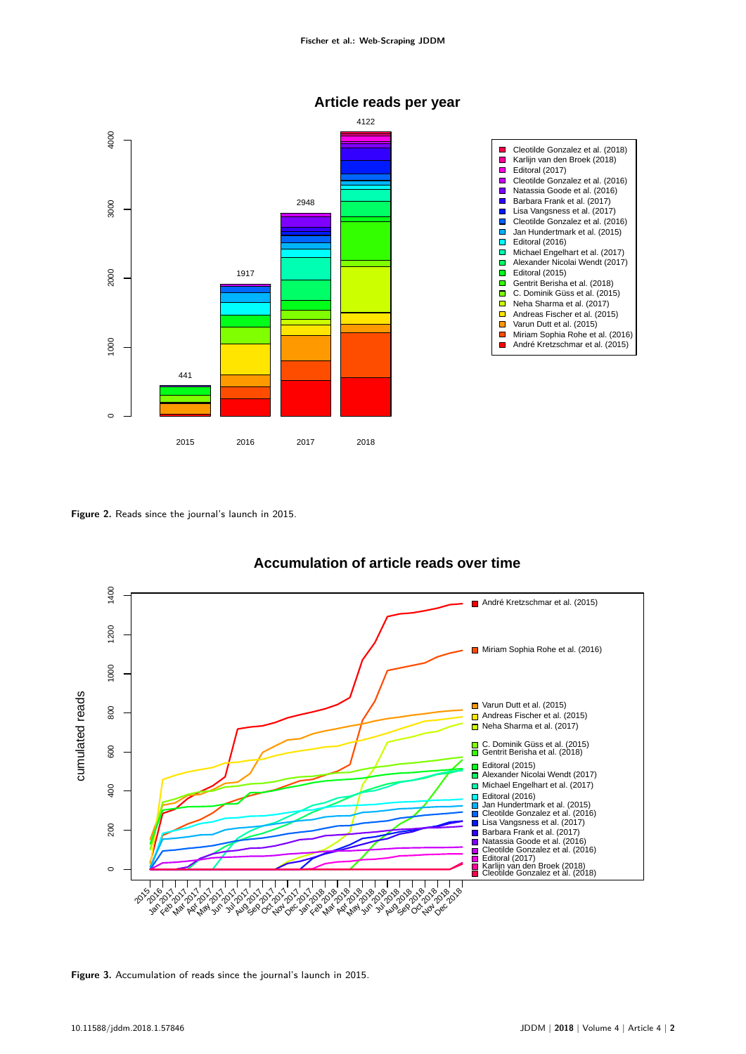**Figure 2.** Reads since the journal's launch in 2015.

**Figure 3.** Accumulation of reads since the journal's launch in 2015.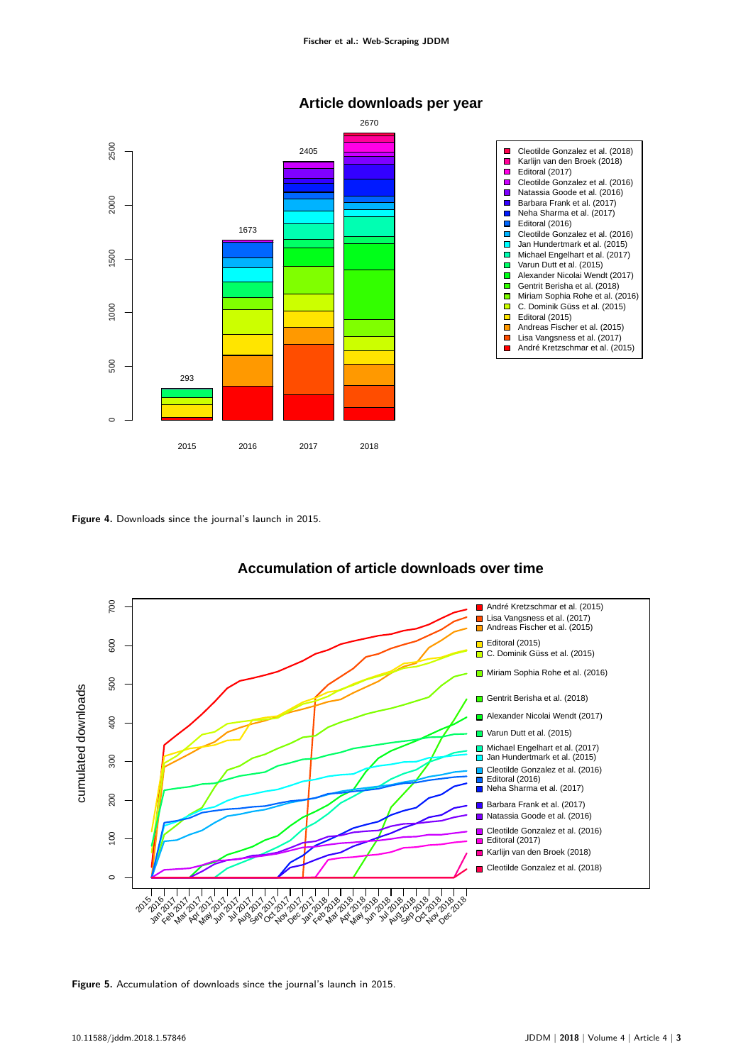**Figure 4.** Downloads since the journal's launch in 2015.

**Figure 5.** Accumulation of downloads since the journal's launch in 2015.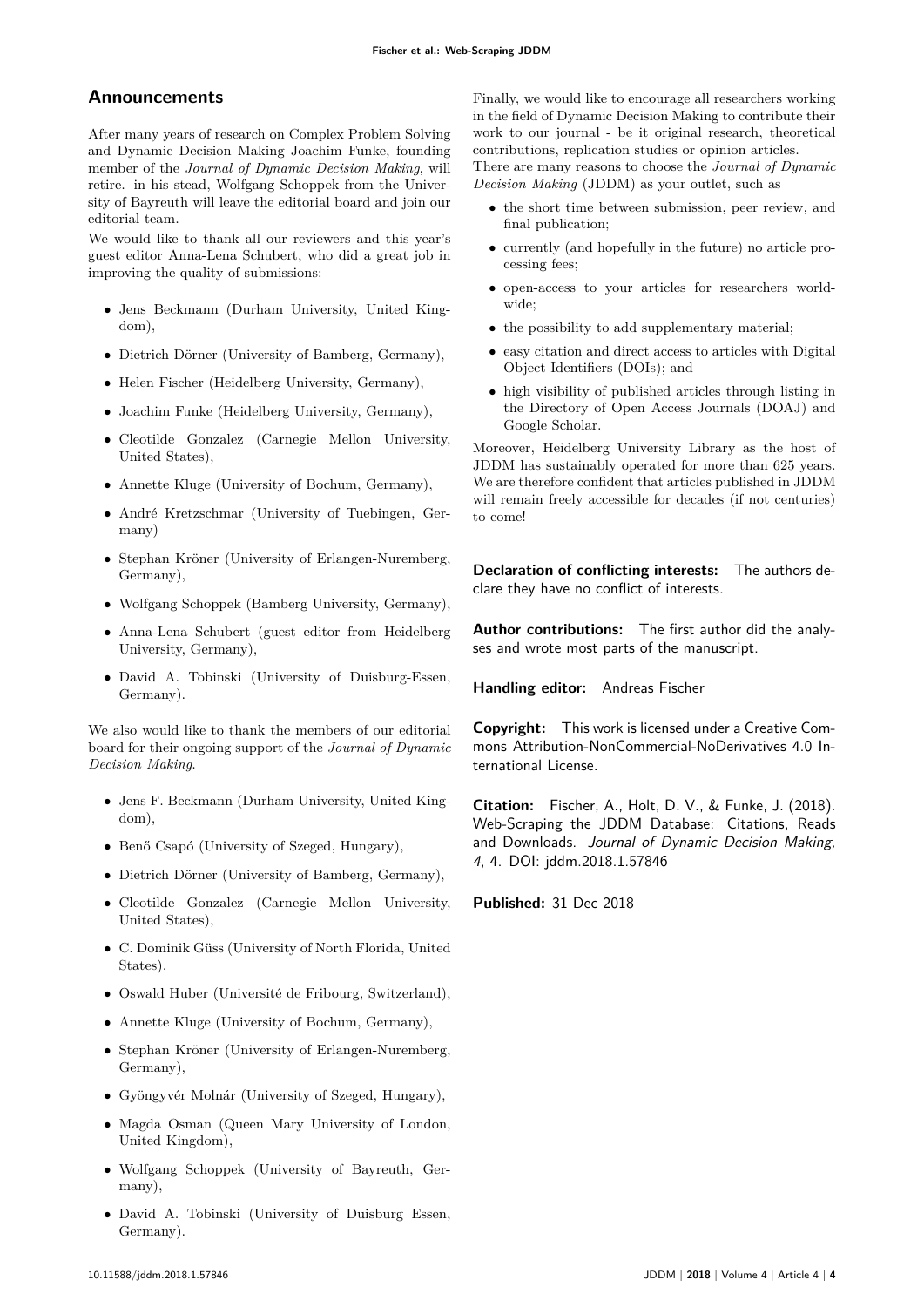## Announcements

After many years of research on Complex Problem Solving and Dynamic Decision Making Joachim Funke, founding member of the *Journal of Dynamic Decision Making*, will retire. in his stead, Wolfgang Schoppek from the University of Bayreuth will leave the editorial board and join our editorial team.

We would like to thank all our reviewers and this year's guest editor Anna-Lena Schubert, who did a great job in improving the quality of submissions:

- Jens Beckmann (Durham University, United Kingdom),
- Dietrich Dörner (University of Bamberg, Germany),
- Helen Fischer (Heidelberg University, Germany),
- Joachim Funke (Heidelberg University, Germany),
- Cleotilde Gonzalez (Carnegie Mellon University, United States),
- Annette Kluge (University of Bochum, Germany),
- André Kretzschmar (University of Tuebingen, Germany)
- Stephan Kröner (University of Erlangen-Nuremberg, Germany),
- Wolfgang Schoppek (Bamberg University, Germany),
- Anna-Lena Schubert (guest editor from Heidelberg University, Germany),
- David A. Tobinski (University of Duisburg-Essen, Germany).

We also would like to thank the members of our editorial board for their ongoing support of the *Journal of Dynamic Decision Making*.

- Jens F. Beckmann (Durham University, United Kingdom),
- Benő Csapó (University of Szeged, Hungary),
- Dietrich Dörner (University of Bamberg, Germany),
- Cleotilde Gonzalez (Carnegie Mellon University, United States),
- C. Dominik Güss (University of North Florida, United States),
- Oswald Huber (Université de Fribourg, Switzerland),
- Annette Kluge (University of Bochum, Germany),
- Stephan Kröner (University of Erlangen-Nuremberg, Germany),
- Gyöngyvér Molnár (University of Szeged, Hungary),
- Magda Osman (Queen Mary University of London, United Kingdom),
- Wolfgang Schoppek (University of Bayreuth, Germany),
- David A. Tobinski (University of Duisburg Essen, Germany).

Finally, we would like to encourage all researchers working in the field of Dynamic Decision Making to contribute their work to our journal - be it original research, theoretical contributions, replication studies or opinion articles.
There are many reasons to choose the *Journal of Dynamic Decision Making* (JDDM) as your outlet, such as

- the short time between submission, peer review, and final publication;
- currently (and hopefully in the future) no article processing fees;
- open-access to your articles for researchers worldwide;
- the possibility to add supplementary material;
- easy citation and direct access to articles with Digital Object Identifiers (DOIs); and
- high visibility of published articles through listing in the Directory of Open Access Journals (DOAJ) and Google Scholar.

Moreover, Heidelberg University Library as the host of JDDM has sustainably operated for more than 625 years. We are therefore confident that articles published in JDDM will remain freely accessible for decades (if not centuries) to come!

**Declaration of conflicting interests:** The authors declare they have no conflict of interests.

**Author contributions:** The first author did the analyses and wrote most parts of the manuscript.

**Handling editor:** Andreas Fischer

**Copyright:** This work is licensed under a Creative Commons Attribution-NonCommercial-NoDerivatives 4.0 International License.

**Citation:** Fischer, A., Holt, D. V., & Funke, J. (2018). Web-Scraping the JDDM Database: Citations, Reads and Downloads. *Journal of Dynamic Decision Making, 4*, 4. DOI: jddm.2018.1.57846

**Published:** 31 Dec 2018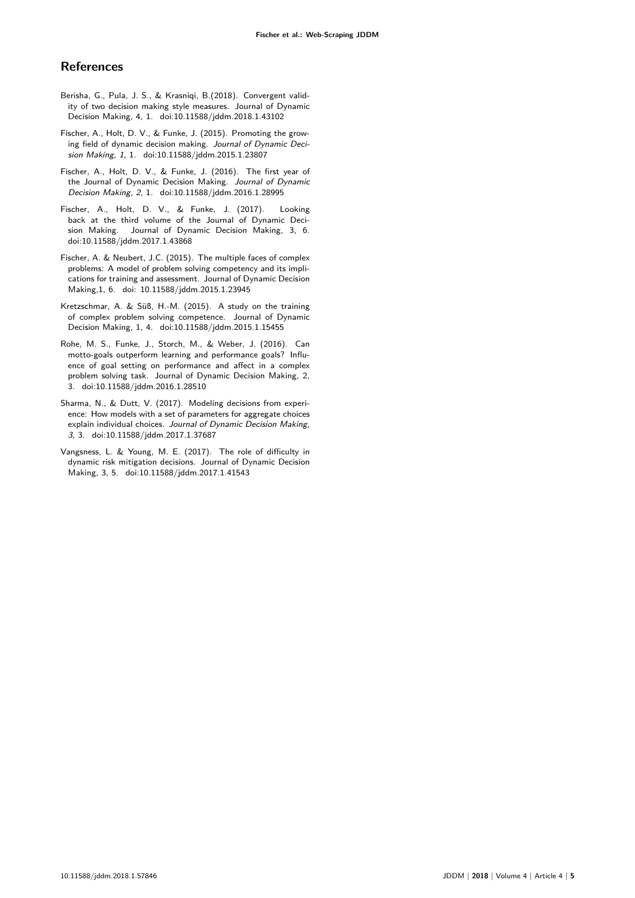## References

Berisha, G., Pula, J. S., & Krasniqi, B.(2018). Convergent validity of two decision making style measures. Journal of Dynamic Decision Making, 4, 1. doi:10.11588/jddm.2018.1.43102

Fischer, A., Holt, D. V., & Funke, J. (2015). Promoting the growing field of dynamic decision making. *Journal of Dynamic Decision Making, 1*, 1. doi:10.11588/jddm.2015.1.23807

Fischer, A., Holt, D. V., & Funke, J. (2016). The first year of the Journal of Dynamic Decision Making. *Journal of Dynamic Decision Making, 2*, 1. doi:10.11588/jddm.2016.1.28995

Fischer, A., Holt, D. V., & Funke, J. (2017). Looking back at the third volume of the Journal of Dynamic Decision Making. Journal of Dynamic Decision Making, 3, 6. doi:10.11588/jddm.2017.1.43868

Fischer, A. & Neubert, J.C. (2015). The multiple faces of complex problems: A model of problem solving competency and its implications for training and assessment. Journal of Dynamic Decision Making,1, 6. doi: 10.11588/jddm.2015.1.23945

Kretzschmar, A. & Süß, H.-M. (2015). A study on the training of complex problem solving competence. Journal of Dynamic Decision Making, 1, 4. doi:10.11588/jddm.2015.1.15455

Rohe, M. S., Funke, J., Storch, M., & Weber, J. (2016). Can motto-goals outperform learning and performance goals? Influence of goal setting on performance and affect in a complex problem solving task. Journal of Dynamic Decision Making, 2, 3. doi:10.11588/jddm.2016.1.28510

Sharma, N., & Dutt, V. (2017). Modeling decisions from experience: How models with a set of parameters for aggregate choices explain individual choices. *Journal of Dynamic Decision Making, 3*, 3. doi:10.11588/jddm.2017.1.37687

Vangsness, L. & Young, M. E. (2017). The role of difficulty in dynamic risk mitigation decisions. Journal of Dynamic Decision Making, 3, 5. doi:10.11588/jddm.2017.1.41543